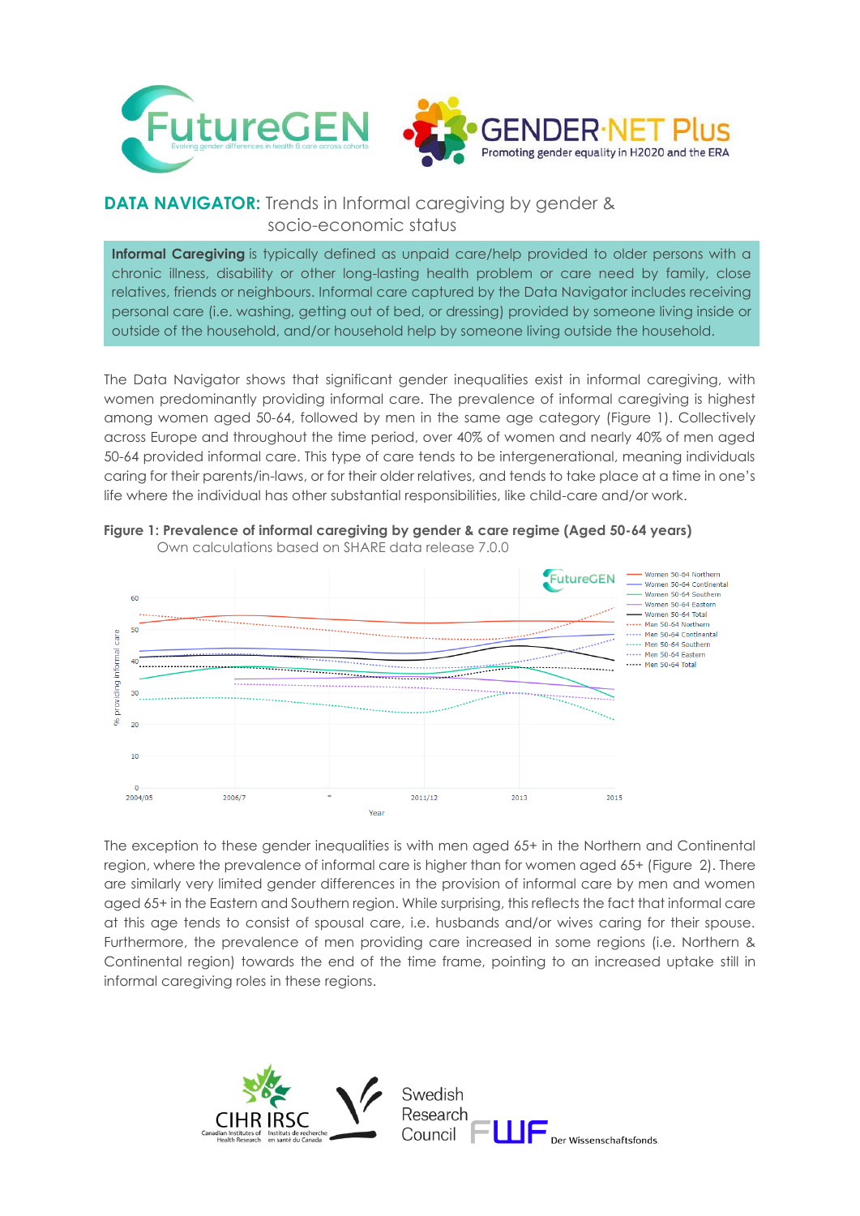## DATA NAVIGATOR: Trends in Informal caregiving by gender & socio-economic status

**Informal Caregiving** is typically defined as unpaid care/help provided to older persons with a chronic illness, disability or other long-lasting health problem or care need by family, close relatives, friends or neighbours. Informal care captured by the Data Navigator includes receiving personal care (i.e. washing, getting out of bed, or dressing) provided by someone living inside or outside of the household, and/or household help by someone living outside the household.

The Data Navigator shows that significant gender inequalities exist in informal caregiving, with women predominantly providing informal care. The prevalence of informal caregiving is highest among women aged 50-64, followed by men in the same age category (Figure 1). Collectively across Europe and throughout the time period, over 40% of women and nearly 40% of men aged 50-64 provided informal care. This type of care tends to be intergenerational, meaning individuals caring for their parents/in-laws, or for their older relatives, and tends to take place at a time in one's life where the individual has other substantial responsibilities, like child-care and/or work.

**Figure 1: Prevalence of informal caregiving by gender & care regime (Aged 50-64 years)**
Own calculations based on SHARE data release 7.0.0

The exception to these gender inequalities is with men aged 65+ in the Northern and Continental region, where the prevalence of informal care is higher than for women aged 65+ (Figure 2). There are similarly very limited gender differences in the provision of informal care by men and women aged 65+ in the Eastern and Southern region. While surprising, this reflects the fact that informal care at this age tends to consist of spousal care, i.e. husbands and/or wives caring for their spouse. Furthermore, the prevalence of men providing care increased in some regions (i.e. Northern & Continental region) towards the end of the time frame, pointing to an increased uptake still in informal caregiving roles in these regions.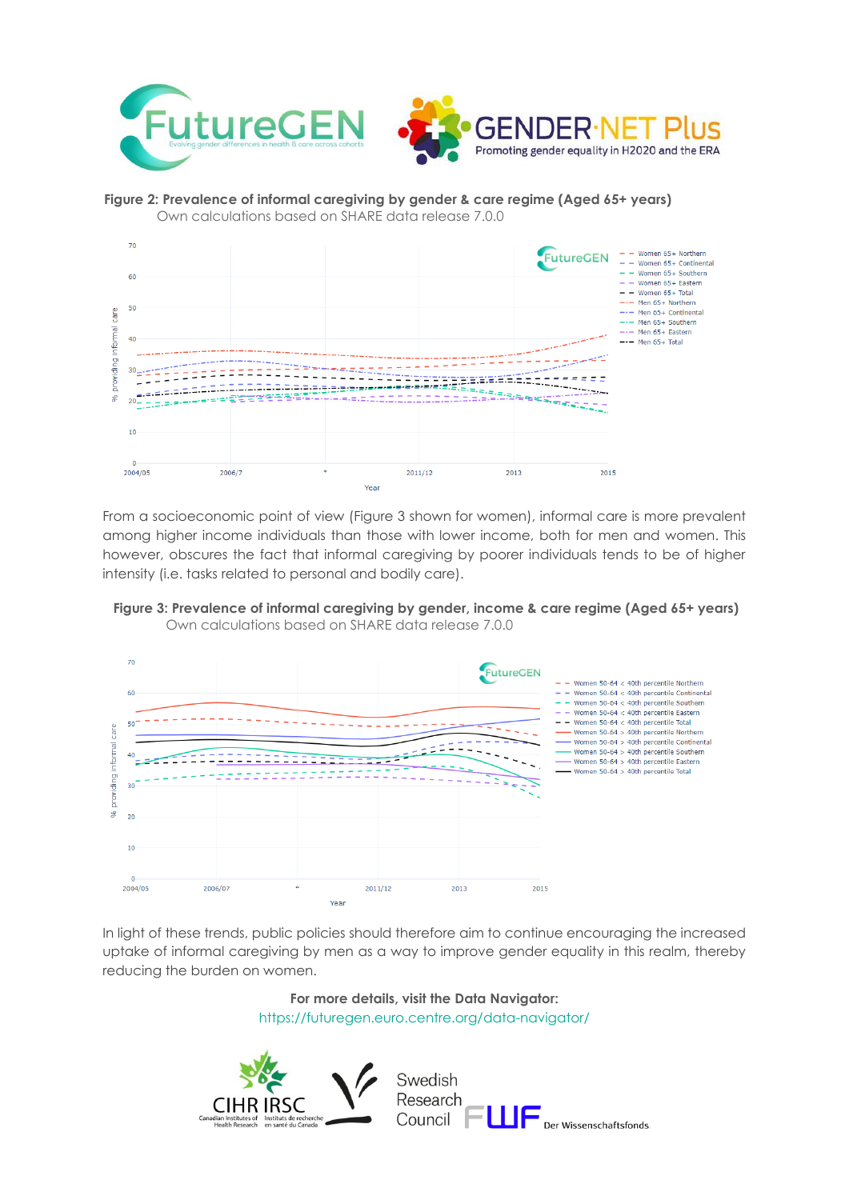**Figure 2: Prevalence of informal caregiving by gender & care regime (Aged 65+ years)**
Own calculations based on SHARE data release 7.0.0

% providing informal care
70
60
50
40
30
20
10
0
2004/05
2006/7
2011/12
2013
2015
Year

FutureGEN

Women 65+ Northern
Women 65+ Continental
Women 65+ Southern
Women 65+ Eastern
Women 65+ Total
Men 65+ Northern
Men 65+ Continental
Men 65+ Southern
Men 65+ Eastern
Men 65+ Total

From a socioeconomic point of view (Figure 3 shown for women), informal care is more prevalent among higher income individuals than those with lower income, both for men and women. This however, obscures the fact that informal caregiving by poorer individuals tends to be of higher intensity (i.e. tasks related to personal and bodily care).

**Figure 3: Prevalence of informal caregiving by gender, income & care regime (Aged 65+ years)**
Own calculations based on SHARE data release 7.0.0

% providing informal care
70
60
50
40
30
20
10
0
2004/05
2006/07
2011/12
2013
2015
Year

FutureGEN

Women 50-64 < 40th percentile Northern
Women 50-64 < 40th percentile Continental
Women 50-64 < 40th percentile Southern
Women 50-64 < 40th percentile Eastern
Women 50-64 < 40th percentile Total
Women 50-64 > 40th percentile Northern
Women 50-64 > 40th percentile Continental
Women 50-64 > 40th percentile Southern
Women 50-64 > 40th percentile Eastern
Women 50-64 > 40th percentile Total

In light of these trends, public policies should therefore aim to continue encouraging the increased uptake of informal caregiving by men as a way to improve gender equality in this realm, thereby reducing the burden on women.

**For more details, visit the Data Navigator:**
https://futuregen.euro.centre.org/data-navigator/